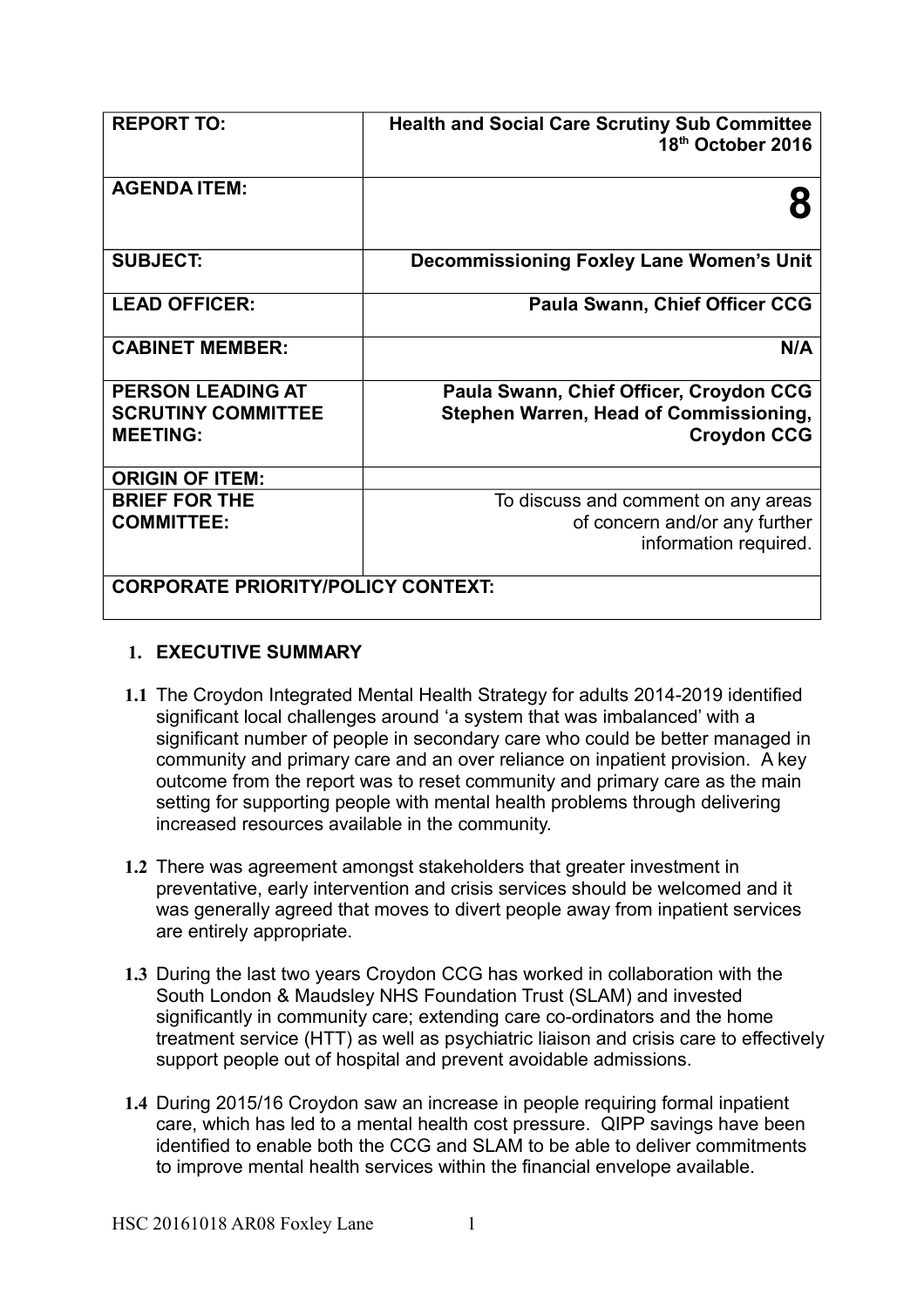| REPORT TO: | **Health and Social Care Scrutiny Sub Committee 18th October 2016** |
|---|---|
| **AGENDA ITEM:** | **8** |
| **SUBJECT:** | **Decommissioning Foxley Lane Women's Unit** |
| **LEAD OFFICER:** | **Paula Swann, Chief Officer CCG** |
| **CABINET MEMBER:** | **N/A** |
| **PERSON LEADING AT SCRUTINY COMMITTEE MEETING:** | **Paula Swann, Chief Officer, Croydon CCG Stephen Warren, Head of Commissioning, Croydon CCG** |
| **ORIGIN OF ITEM:** | |
| **BRIEF FOR THE COMMITTEE:** | To discuss and comment on any areas of concern and/or any further information required. |
| **CORPORATE PRIORITY/POLICY CONTEXT:** | |

## 1. EXECUTIVE SUMMARY

**1.1** The Croydon Integrated Mental Health Strategy for adults 2014-2019 identified significant local challenges around 'a system that was imbalanced' with a significant number of people in secondary care who could be better managed in community and primary care and an over reliance on inpatient provision. A key outcome from the report was to reset community and primary care as the main setting for supporting people with mental health problems through delivering increased resources available in the community.

**1.2** There was agreement amongst stakeholders that greater investment in preventative, early intervention and crisis services should be welcomed and it was generally agreed that moves to divert people away from inpatient services are entirely appropriate.

**1.3** During the last two years Croydon CCG has worked in collaboration with the South London & Maudsley NHS Foundation Trust (SLAM) and invested significantly in community care; extending care co-ordinators and the home treatment service (HTT) as well as psychiatric liaison and crisis care to effectively support people out of hospital and prevent avoidable admissions.

**1.4** During 2015/16 Croydon saw an increase in people requiring formal inpatient care, which has led to a mental health cost pressure. QIPP savings have been identified to enable both the CCG and SLAM to be able to deliver commitments to improve mental health services within the financial envelope available.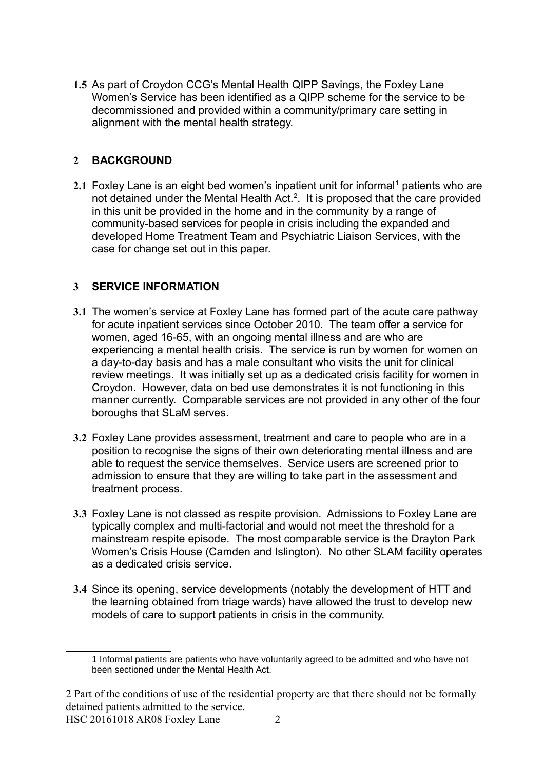**1.5** As part of Croydon CCG's Mental Health QIPP Savings, the Foxley Lane Women's Service has been identified as a QIPP scheme for the service to be decommissioned and provided within a community/primary care setting in alignment with the mental health strategy.

## 2 BACKGROUND

**2.1** Foxley Lane is an eight bed women's inpatient unit for informal[1] patients who are not detained under the Mental Health Act.[2]. It is proposed that the care provided in this unit be provided in the home and in the community by a range of community-based services for people in crisis including the expanded and developed Home Treatment Team and Psychiatric Liaison Services, with the case for change set out in this paper.

## 3 SERVICE INFORMATION

**3.1** The women's service at Foxley Lane has formed part of the acute care pathway for acute inpatient services since October 2010. The team offer a service for women, aged 16-65, with an ongoing mental illness and are who are experiencing a mental health crisis. The service is run by women for women on a day-to-day basis and has a male consultant who visits the unit for clinical review meetings. It was initially set up as a dedicated crisis facility for women in Croydon. However, data on bed use demonstrates it is not functioning in this manner currently. Comparable services are not provided in any other of the four boroughs that SLaM serves.

**3.2** Foxley Lane provides assessment, treatment and care to people who are in a position to recognise the signs of their own deteriorating mental illness and are able to request the service themselves. Service users are screened prior to admission to ensure that they are willing to take part in the assessment and treatment process.

**3.3** Foxley Lane is not classed as respite provision. Admissions to Foxley Lane are typically complex and multi-factorial and would not meet the threshold for a mainstream respite episode. The most comparable service is the Drayton Park Women's Crisis House (Camden and Islington). No other SLAM facility operates as a dedicated crisis service.

**3.4** Since its opening, service developments (notably the development of HTT and the learning obtained from triage wards) have allowed the trust to develop new models of care to support patients in crisis in the community.

---

1 Informal patients are patients who have voluntarily agreed to be admitted and who have not been sectioned under the Mental Health Act.

2 Part of the conditions of use of the residential property are that there should not be formally detained patients admitted to the service.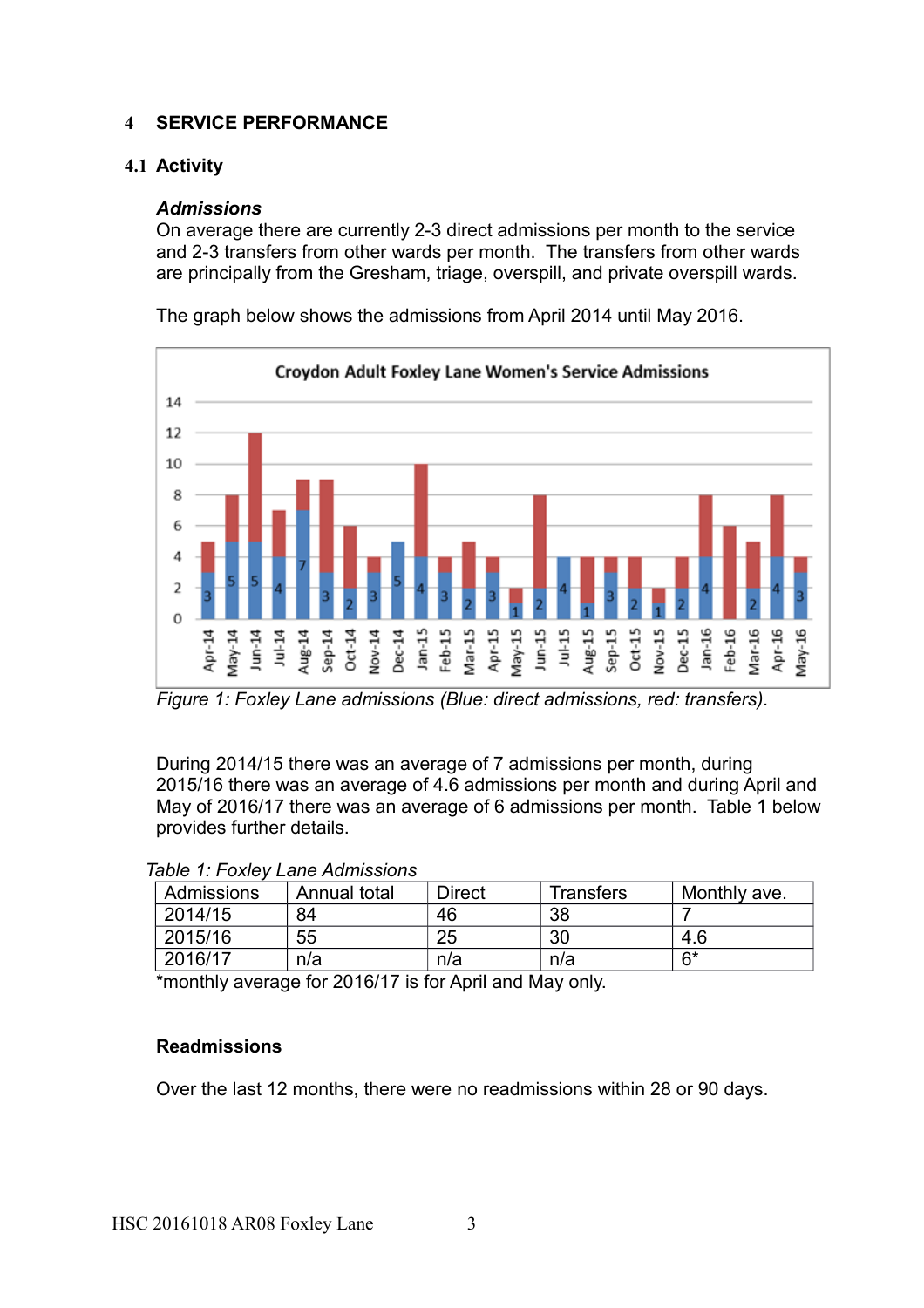## 4 SERVICE PERFORMANCE

### 4.1 Activity

***Admissions***

On average there are currently 2-3 direct admissions per month to the service and 2-3 transfers from other wards per month. The transfers from other wards are principally from the Gresham, triage, overspill, and private overspill wards.

The graph below shows the admissions from April 2014 until May 2016.

*Figure 1: Foxley Lane admissions (Blue: direct admissions, red: transfers).*

During 2014/15 there was an average of 7 admissions per month, during 2015/16 there was an average of 4.6 admissions per month and during April and May of 2016/17 there was an average of 6 admissions per month. Table 1 below provides further details.

*Table 1: Foxley Lane Admissions*

| Admissions | Annual total | Direct | Transfers | Monthly ave. |
|---|---|---|---|---|
| 2014/15 | 84 | 46 | 38 | 7 |
| 2015/16 | 55 | 25 | 30 | 4.6 |
| 2016/17 | n/a | n/a | n/a | 6* |

*monthly average for 2016/17 is for April and May only.

**Readmissions**

Over the last 12 months, there were no readmissions within 28 or 90 days.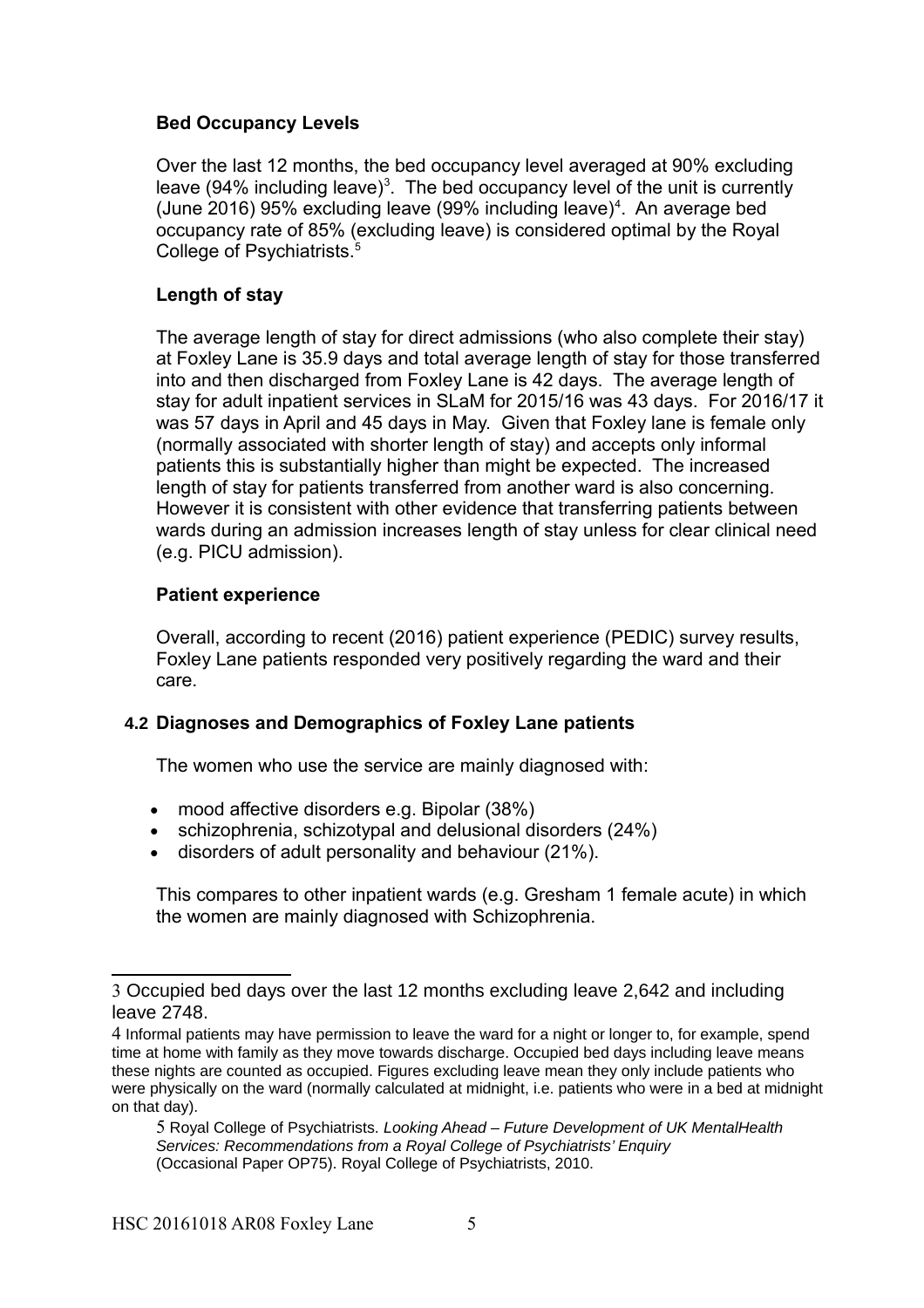**Bed Occupancy Levels**

Over the last 12 months, the bed occupancy level averaged at 90% excluding leave (94% including leave)[3]. The bed occupancy level of the unit is currently (June 2016) 95% excluding leave (99% including leave)[4]. An average bed occupancy rate of 85% (excluding leave) is considered optimal by the Royal College of Psychiatrists.[5]

**Length of stay**

The average length of stay for direct admissions (who also complete their stay) at Foxley Lane is 35.9 days and total average length of stay for those transferred into and then discharged from Foxley Lane is 42 days. The average length of stay for adult inpatient services in SLaM for 2015/16 was 43 days. For 2016/17 it was 57 days in April and 45 days in May. Given that Foxley lane is female only (normally associated with shorter length of stay) and accepts only informal patients this is substantially higher than might be expected. The increased length of stay for patients transferred from another ward is also concerning. However it is consistent with other evidence that transferring patients between wards during an admission increases length of stay unless for clear clinical need (e.g. PICU admission).

**Patient experience**

Overall, according to recent (2016) patient experience (PEDIC) survey results, Foxley Lane patients responded very positively regarding the ward and their care.

## 4.2 Diagnoses and Demographics of Foxley Lane patients

The women who use the service are mainly diagnosed with:

- mood affective disorders e.g. Bipolar (38%)
- schizophrenia, schizotypal and delusional disorders (24%)
- disorders of adult personality and behaviour (21%).

This compares to other inpatient wards (e.g. Gresham 1 female acute) in which the women are mainly diagnosed with Schizophrenia.

---

3 Occupied bed days over the last 12 months excluding leave 2,642 and including leave 2748.

4 Informal patients may have permission to leave the ward for a night or longer to, for example, spend time at home with family as they move towards discharge. Occupied bed days including leave means these nights are counted as occupied. Figures excluding leave mean they only include patients who were physically on the ward (normally calculated at midnight, i.e. patients who were in a bed at midnight on that day).

5 Royal College of Psychiatrists. *Looking Ahead – Future Development of UK MentalHealth Services: Recommendations from a Royal College of Psychiatrists' Enquiry* (Occasional Paper OP75). Royal College of Psychiatrists, 2010.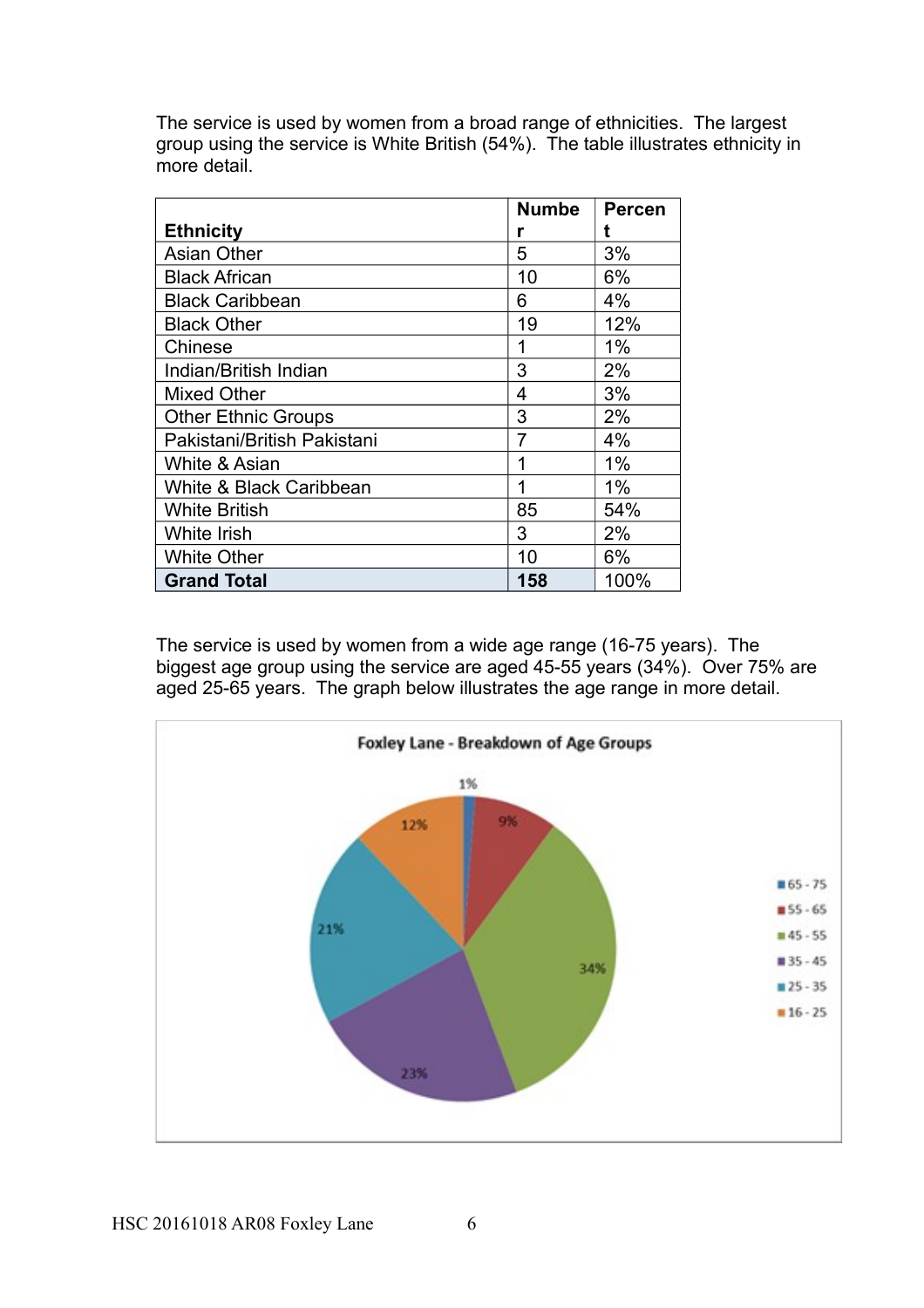The service is used by women from a broad range of ethnicities. The largest group using the service is White British (54%). The table illustrates ethnicity in more detail.

| Ethnicity | Number | Percent |
|---|---|---|
| Asian Other | 5 | 3% |
| Black African | 10 | 6% |
| Black Caribbean | 6 | 4% |
| Black Other | 19 | 12% |
| Chinese | 1 | 1% |
| Indian/British Indian | 3 | 2% |
| Mixed Other | 4 | 3% |
| Other Ethnic Groups | 3 | 2% |
| Pakistani/British Pakistani | 7 | 4% |
| White & Asian | 1 | 1% |
| White & Black Caribbean | 1 | 1% |
| White British | 85 | 54% |
| White Irish | 3 | 2% |
| White Other | 10 | 6% |
| **Grand Total** | **158** | 100% |

The service is used by women from a wide age range (16-75 years). The biggest age group using the service are aged 45-55 years (34%). Over 75% are aged 25-65 years. The graph below illustrates the age range in more detail.

**Foxley Lane - Breakdown of Age Groups**

| Age Group | Percent |
|---|---|
| 65 - 75 | 1% |
| 55 - 65 | 9% |
| 45 - 55 | 34% |
| 35 - 45 | 23% |
| 25 - 35 | 21% |
| 16 - 25 | 12% |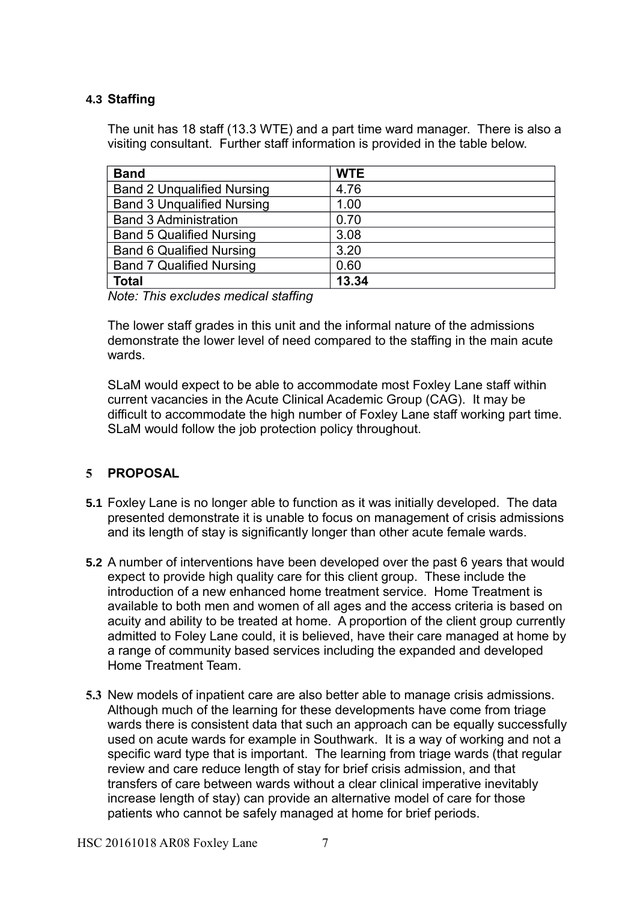### 4.3 Staffing

The unit has 18 staff (13.3 WTE) and a part time ward manager. There is also a visiting consultant. Further staff information is provided in the table below.

| Band | WTE |
|---|---|
| Band 2 Unqualified Nursing | 4.76 |
| Band 3 Unqualified Nursing | 1.00 |
| Band 3 Administration | 0.70 |
| Band 5 Qualified Nursing | 3.08 |
| Band 6 Qualified Nursing | 3.20 |
| Band 7 Qualified Nursing | 0.60 |
| **Total** | **13.34** |

*Note: This excludes medical staffing*

The lower staff grades in this unit and the informal nature of the admissions demonstrate the lower level of need compared to the staffing in the main acute wards.

SLaM would expect to be able to accommodate most Foxley Lane staff within current vacancies in the Acute Clinical Academic Group (CAG). It may be difficult to accommodate the high number of Foxley Lane staff working part time. SLaM would follow the job protection policy throughout.

## 5 PROPOSAL

**5.1** Foxley Lane is no longer able to function as it was initially developed. The data presented demonstrate it is unable to focus on management of crisis admissions and its length of stay is significantly longer than other acute female wards.

**5.2** A number of interventions have been developed over the past 6 years that would expect to provide high quality care for this client group. These include the introduction of a new enhanced home treatment service. Home Treatment is available to both men and women of all ages and the access criteria is based on acuity and ability to be treated at home. A proportion of the client group currently admitted to Foley Lane could, it is believed, have their care managed at home by a range of community based services including the expanded and developed Home Treatment Team.

**5.3** New models of inpatient care are also better able to manage crisis admissions. Although much of the learning for these developments have come from triage wards there is consistent data that such an approach can be equally successfully used on acute wards for example in Southwark. It is a way of working and not a specific ward type that is important. The learning from triage wards (that regular review and care reduce length of stay for brief crisis admission, and that transfers of care between wards without a clear clinical imperative inevitably increase length of stay) can provide an alternative model of care for those patients who cannot be safely managed at home for brief periods.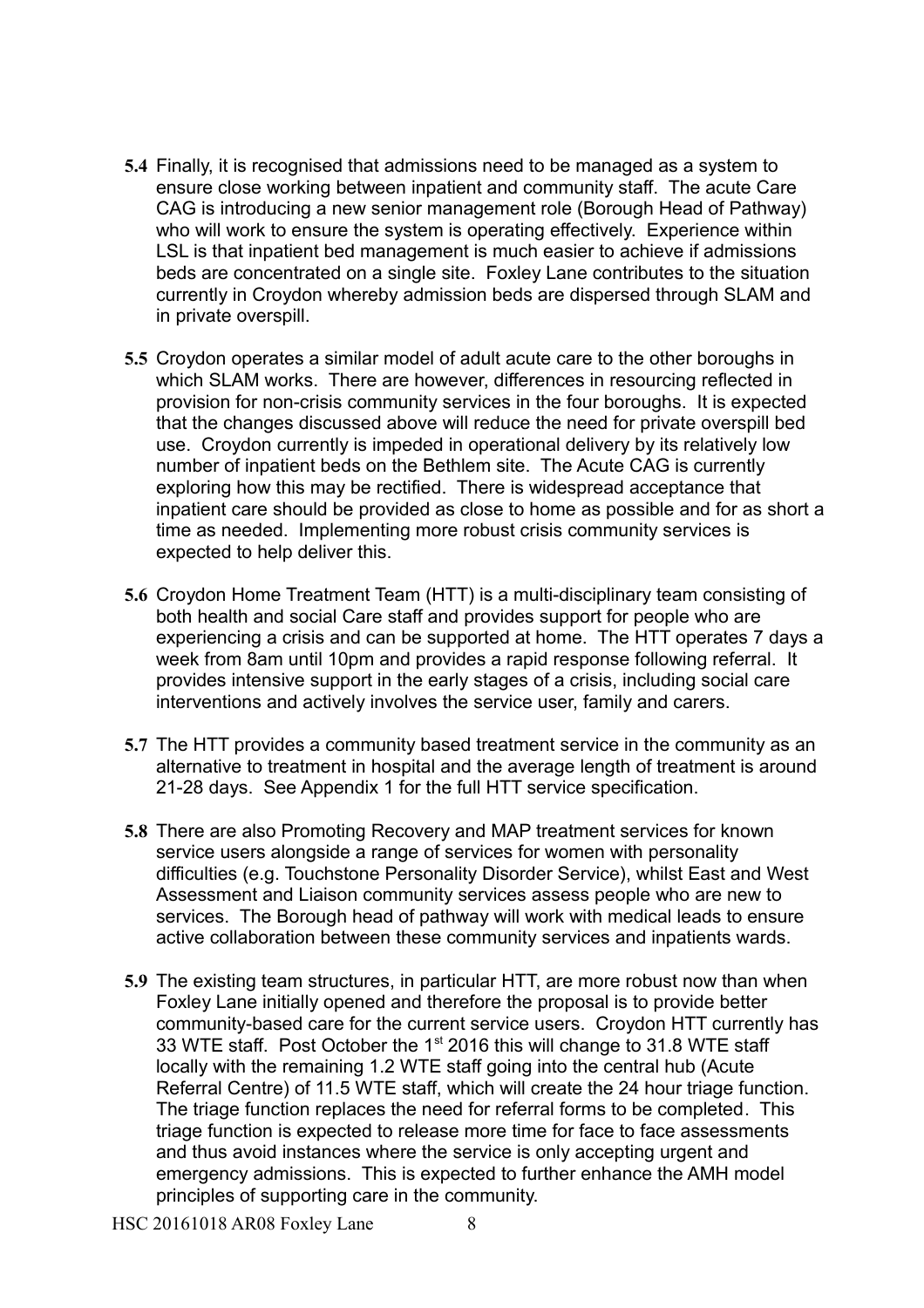**5.4** Finally, it is recognised that admissions need to be managed as a system to ensure close working between inpatient and community staff. The acute Care CAG is introducing a new senior management role (Borough Head of Pathway) who will work to ensure the system is operating effectively. Experience within LSL is that inpatient bed management is much easier to achieve if admissions beds are concentrated on a single site. Foxley Lane contributes to the situation currently in Croydon whereby admission beds are dispersed through SLAM and in private overspill.

**5.5** Croydon operates a similar model of adult acute care to the other boroughs in which SLAM works. There are however, differences in resourcing reflected in provision for non-crisis community services in the four boroughs. It is expected that the changes discussed above will reduce the need for private overspill bed use. Croydon currently is impeded in operational delivery by its relatively low number of inpatient beds on the Bethlem site. The Acute CAG is currently exploring how this may be rectified. There is widespread acceptance that inpatient care should be provided as close to home as possible and for as short a time as needed. Implementing more robust crisis community services is expected to help deliver this.

**5.6** Croydon Home Treatment Team (HTT) is a multi-disciplinary team consisting of both health and social Care staff and provides support for people who are experiencing a crisis and can be supported at home. The HTT operates 7 days a week from 8am until 10pm and provides a rapid response following referral. It provides intensive support in the early stages of a crisis, including social care interventions and actively involves the service user, family and carers.

**5.7** The HTT provides a community based treatment service in the community as an alternative to treatment in hospital and the average length of treatment is around 21-28 days. See Appendix 1 for the full HTT service specification.

**5.8** There are also Promoting Recovery and MAP treatment services for known service users alongside a range of services for women with personality difficulties (e.g. Touchstone Personality Disorder Service), whilst East and West Assessment and Liaison community services assess people who are new to services. The Borough head of pathway will work with medical leads to ensure active collaboration between these community services and inpatients wards.

**5.9** The existing team structures, in particular HTT, are more robust now than when Foxley Lane initially opened and therefore the proposal is to provide better community-based care for the current service users. Croydon HTT currently has 33 WTE staff. Post October the 1st 2016 this will change to 31.8 WTE staff locally with the remaining 1.2 WTE staff going into the central hub (Acute Referral Centre) of 11.5 WTE staff, which will create the 24 hour triage function. The triage function replaces the need for referral forms to be completed. This triage function is expected to release more time for face to face assessments and thus avoid instances where the service is only accepting urgent and emergency admissions. This is expected to further enhance the AMH model principles of supporting care in the community.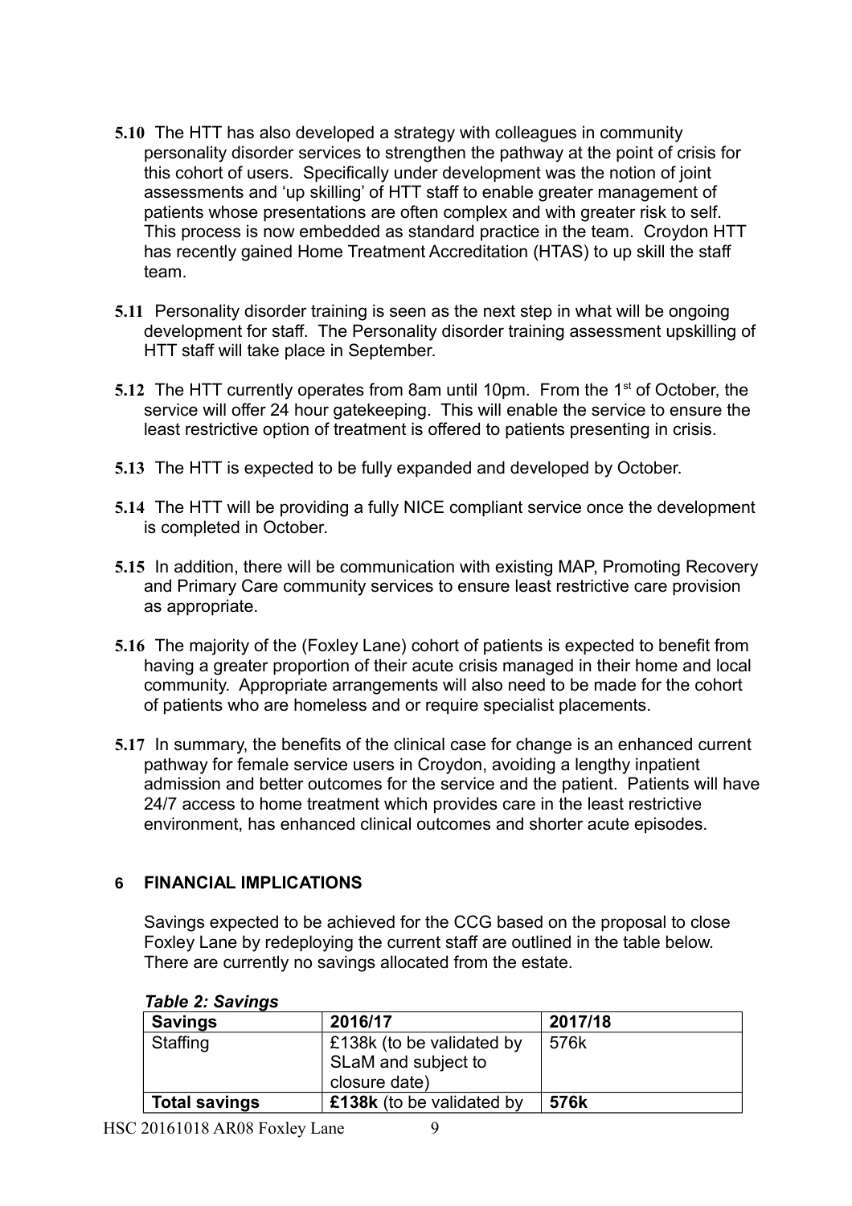**5.10** The HTT has also developed a strategy with colleagues in community personality disorder services to strengthen the pathway at the point of crisis for this cohort of users. Specifically under development was the notion of joint assessments and 'up skilling' of HTT staff to enable greater management of patients whose presentations are often complex and with greater risk to self. This process is now embedded as standard practice in the team. Croydon HTT has recently gained Home Treatment Accreditation (HTAS) to up skill the staff team.

**5.11** Personality disorder training is seen as the next step in what will be ongoing development for staff. The Personality disorder training assessment upskilling of HTT staff will take place in September.

**5.12** The HTT currently operates from 8am until 10pm. From the 1st of October, the service will offer 24 hour gatekeeping. This will enable the service to ensure the least restrictive option of treatment is offered to patients presenting in crisis.

**5.13** The HTT is expected to be fully expanded and developed by October.

**5.14** The HTT will be providing a fully NICE compliant service once the development is completed in October.

**5.15** In addition, there will be communication with existing MAP, Promoting Recovery and Primary Care community services to ensure least restrictive care provision as appropriate.

**5.16** The majority of the (Foxley Lane) cohort of patients is expected to benefit from having a greater proportion of their acute crisis managed in their home and local community. Appropriate arrangements will also need to be made for the cohort of patients who are homeless and or require specialist placements.

**5.17** In summary, the benefits of the clinical case for change is an enhanced current pathway for female service users in Croydon, avoiding a lengthy inpatient admission and better outcomes for the service and the patient. Patients will have 24/7 access to home treatment which provides care in the least restrictive environment, has enhanced clinical outcomes and shorter acute episodes.

## 6 FINANCIAL IMPLICATIONS

Savings expected to be achieved for the CCG based on the proposal to close Foxley Lane by redeploying the current staff are outlined in the table below. There are currently no savings allocated from the estate.

***Table 2: Savings***

| Savings | 2016/17 | 2017/18 |
|---|---|---|
| Staffing | £138k (to be validated by SLaM and subject to closure date) | 576k |
| **Total savings** | **£138k** (to be validated by | **576k** |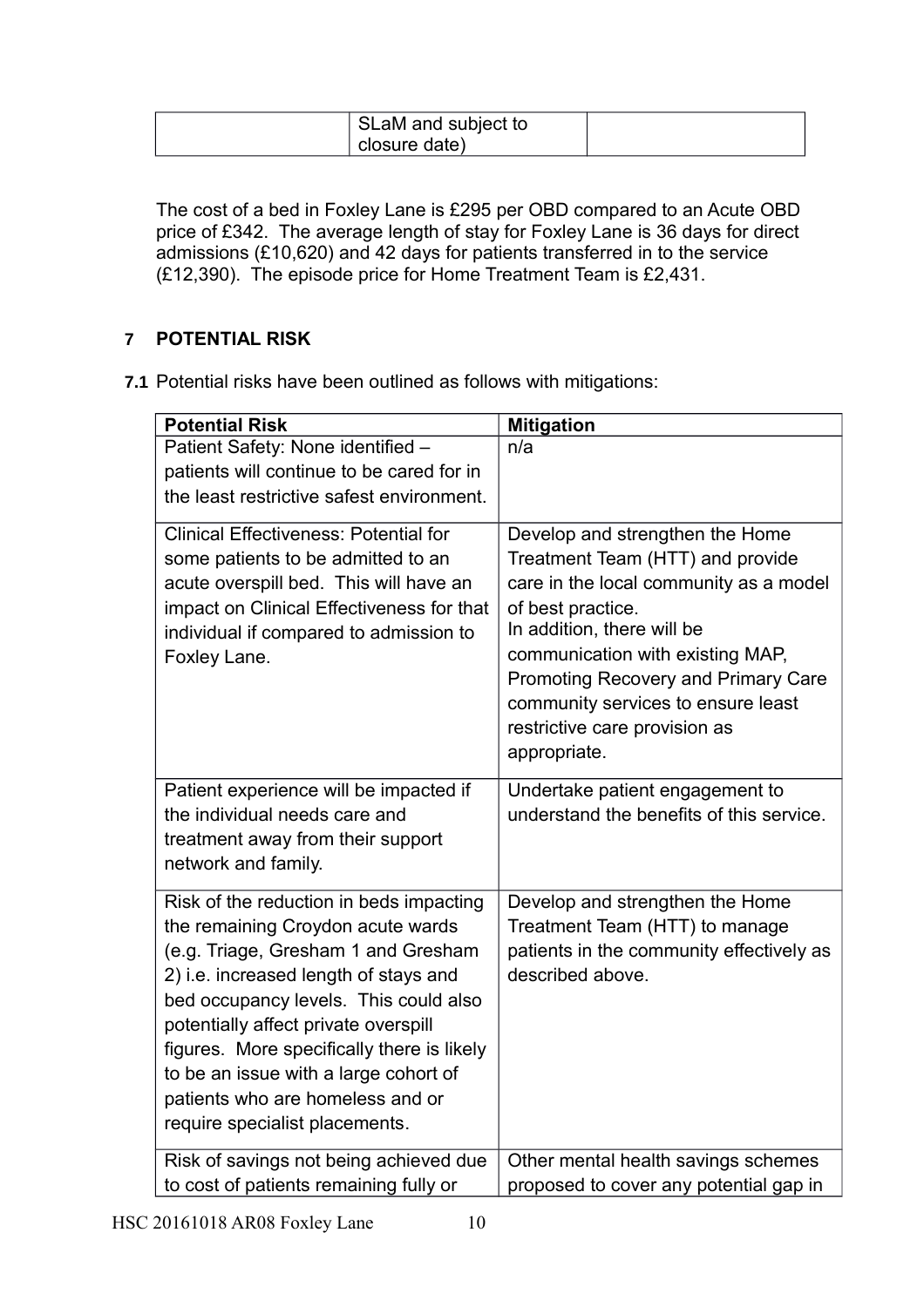|  | SLaM and subject to closure date) |  |
|---|---|---|

The cost of a bed in Foxley Lane is £295 per OBD compared to an Acute OBD price of £342. The average length of stay for Foxley Lane is 36 days for direct admissions (£10,620) and 42 days for patients transferred in to the service (£12,390). The episode price for Home Treatment Team is £2,431.

## 7 POTENTIAL RISK

**7.1** Potential risks have been outlined as follows with mitigations:

| Potential Risk | Mitigation |
|---|---|
| Patient Safety: None identified – patients will continue to be cared for in the least restrictive safest environment. | n/a |
| Clinical Effectiveness: Potential for some patients to be admitted to an acute overspill bed. This will have an impact on Clinical Effectiveness for that individual if compared to admission to Foxley Lane. | Develop and strengthen the Home Treatment Team (HTT) and provide care in the local community as a model of best practice.<br>In addition, there will be communication with existing MAP, Promoting Recovery and Primary Care community services to ensure least restrictive care provision as appropriate. |
| Patient experience will be impacted if the individual needs care and treatment away from their support network and family. | Undertake patient engagement to understand the benefits of this service. |
| Risk of the reduction in beds impacting the remaining Croydon acute wards (e.g. Triage, Gresham 1 and Gresham 2) i.e. increased length of stays and bed occupancy levels. This could also potentially affect private overspill figures. More specifically there is likely to be an issue with a large cohort of patients who are homeless and or require specialist placements. | Develop and strengthen the Home Treatment Team (HTT) to manage patients in the community effectively as described above. |
| Risk of savings not being achieved due to cost of patients remaining fully or | Other mental health savings schemes proposed to cover any potential gap in |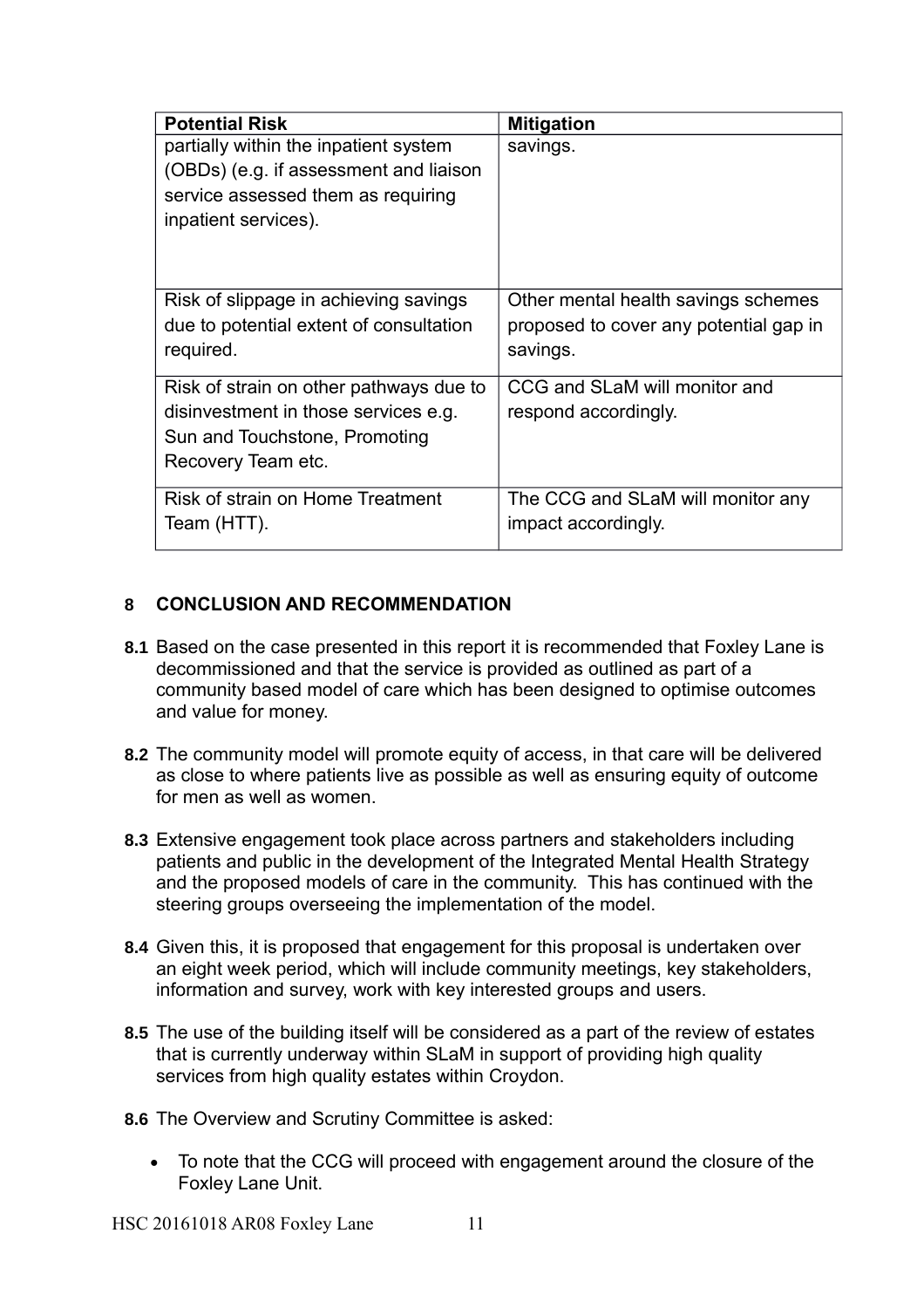| Potential Risk | Mitigation |
|---|---|
| partially within the inpatient system (OBDs) (e.g. if assessment and liaison service assessed them as requiring inpatient services). | savings. |
| Risk of slippage in achieving savings due to potential extent of consultation required. | Other mental health savings schemes proposed to cover any potential gap in savings. |
| Risk of strain on other pathways due to disinvestment in those services e.g. Sun and Touchstone, Promoting Recovery Team etc. | CCG and SLaM will monitor and respond accordingly. |
| Risk of strain on Home Treatment Team (HTT). | The CCG and SLaM will monitor any impact accordingly. |

## 8 CONCLUSION AND RECOMMENDATION

**8.1** Based on the case presented in this report it is recommended that Foxley Lane is decommissioned and that the service is provided as outlined as part of a community based model of care which has been designed to optimise outcomes and value for money.

**8.2** The community model will promote equity of access, in that care will be delivered as close to where patients live as possible as well as ensuring equity of outcome for men as well as women.

**8.3** Extensive engagement took place across partners and stakeholders including patients and public in the development of the Integrated Mental Health Strategy and the proposed models of care in the community. This has continued with the steering groups overseeing the implementation of the model.

**8.4** Given this, it is proposed that engagement for this proposal is undertaken over an eight week period, which will include community meetings, key stakeholders, information and survey, work with key interested groups and users.

**8.5** The use of the building itself will be considered as a part of the review of estates that is currently underway within SLaM in support of providing high quality services from high quality estates within Croydon.

**8.6** The Overview and Scrutiny Committee is asked:

- To note that the CCG will proceed with engagement around the closure of the Foxley Lane Unit.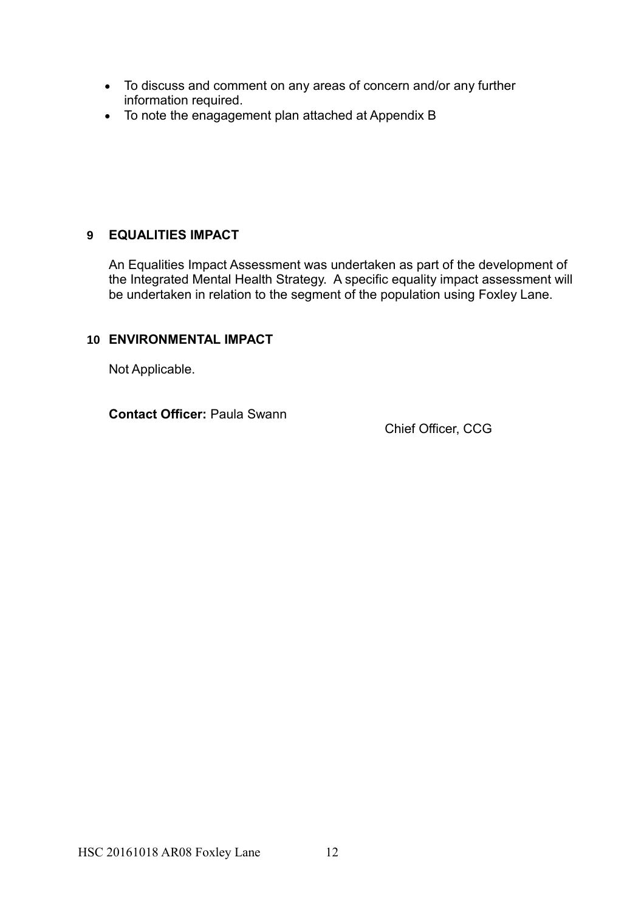- To discuss and comment on any areas of concern and/or any further information required.
- To note the enagagement plan attached at Appendix B

## 9 EQUALITIES IMPACT

An Equalities Impact Assessment was undertaken as part of the development of the Integrated Mental Health Strategy. A specific equality impact assessment will be undertaken in relation to the segment of the population using Foxley Lane.

## 10 ENVIRONMENTAL IMPACT

Not Applicable.

**Contact Officer:** Paula Swann

Chief Officer, CCG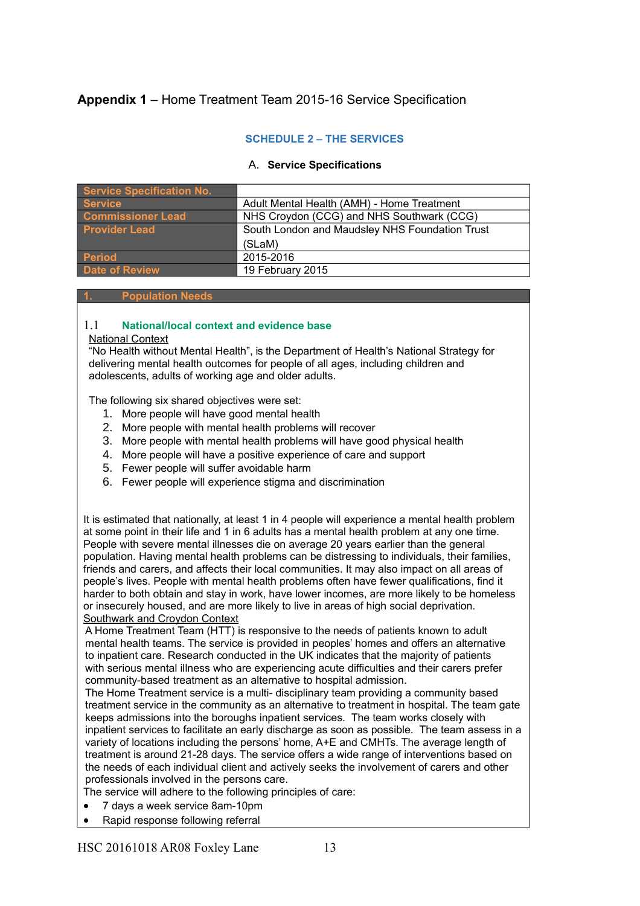**Appendix 1** – Home Treatment Team 2015-16 Service Specification

### SCHEDULE 2 – THE SERVICES

A. **Service Specifications**

| Service Specification No. | |
|---|---|
| Service | Adult Mental Health (AMH) - Home Treatment |
| Commissioner Lead | NHS Croydon (CCG) and NHS Southwark (CCG) |
| Provider Lead | South London and Maudsley NHS Foundation Trust (SLaM) |
| Period | 2015-2016 |
| Date of Review | 19 February 2015 |

## 1. Population Needs

### 1.1 National/local context and evidence base

National Context

"No Health without Mental Health", is the Department of Health's National Strategy for delivering mental health outcomes for people of all ages, including children and adolescents, adults of working age and older adults.

The following six shared objectives were set:

1. More people will have good mental health
2. More people with mental health problems will recover
3. More people with mental health problems will have good physical health
4. More people will have a positive experience of care and support
5. Fewer people will suffer avoidable harm
6. Fewer people will experience stigma and discrimination

It is estimated that nationally, at least 1 in 4 people will experience a mental health problem at some point in their life and 1 in 6 adults has a mental health problem at any one time. People with severe mental illnesses die on average 20 years earlier than the general population. Having mental health problems can be distressing to individuals, their families, friends and carers, and affects their local communities. It may also impact on all areas of people's lives. People with mental health problems often have fewer qualifications, find it harder to both obtain and stay in work, have lower incomes, are more likely to be homeless or insecurely housed, and are more likely to live in areas of high social deprivation.

Southwark and Croydon Context

A Home Treatment Team (HTT) is responsive to the needs of patients known to adult mental health teams. The service is provided in peoples' homes and offers an alternative to inpatient care. Research conducted in the UK indicates that the majority of patients with serious mental illness who are experiencing acute difficulties and their carers prefer community-based treatment as an alternative to hospital admission.

The Home Treatment service is a multi- disciplinary team providing a community based treatment service in the community as an alternative to treatment in hospital. The team gate keeps admissions into the boroughs inpatient services. The team works closely with inpatient services to facilitate an early discharge as soon as possible. The team assess in a variety of locations including the persons' home, A+E and CMHTs. The average length of treatment is around 21-28 days. The service offers a wide range of interventions based on the needs of each individual client and actively seeks the involvement of carers and other professionals involved in the persons care.

The service will adhere to the following principles of care:

- 7 days a week service 8am-10pm
- Rapid response following referral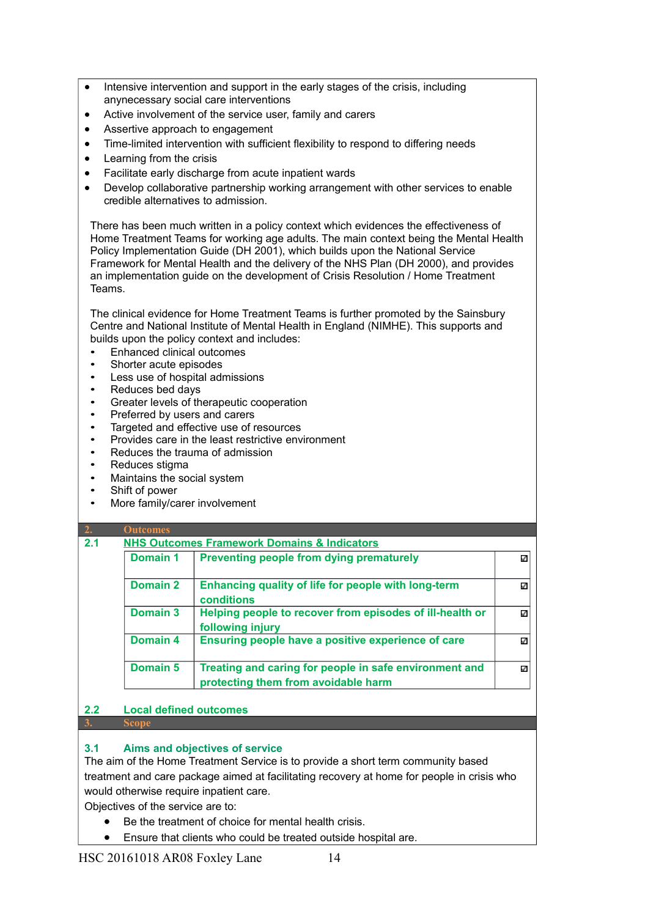- Intensive intervention and support in the early stages of the crisis, including anynecessary social care interventions
- Active involvement of the service user, family and carers
- Assertive approach to engagement
- Time-limited intervention with sufficient flexibility to respond to differing needs
- Learning from the crisis
- Facilitate early discharge from acute inpatient wards
- Develop collaborative partnership working arrangement with other services to enable credible alternatives to admission.

There has been much written in a policy context which evidences the effectiveness of Home Treatment Teams for working age adults. The main context being the Mental Health Policy Implementation Guide (DH 2001), which builds upon the National Service Framework for Mental Health and the delivery of the NHS Plan (DH 2000), and provides an implementation guide on the development of Crisis Resolution / Home Treatment Teams.

The clinical evidence for Home Treatment Teams is further promoted by the Sainsbury Centre and National Institute of Mental Health in England (NIMHE). This supports and builds upon the policy context and includes:

- Enhanced clinical outcomes
- Shorter acute episodes
- Less use of hospital admissions
- Reduces bed days
- Greater levels of therapeutic cooperation
- Preferred by users and carers
- Targeted and effective use of resources
- Provides care in the least restrictive environment
- Reduces the trauma of admission
- Reduces stigma
- Maintains the social system
- Shift of power
- More family/carer involvement

## 2. Outcomes

### 2.1 NHS Outcomes Framework Domains & Indicators

| | | |
|---|---|---|
| Domain 1 | Preventing people from dying prematurely | ☑ |
| Domain 2 | Enhancing quality of life for people with long-term conditions | ☑ |
| Domain 3 | Helping people to recover from episodes of ill-health or following injury | ☑ |
| Domain 4 | Ensuring people have a positive experience of care | ☑ |
| Domain 5 | Treating and caring for people in safe environment and protecting them from avoidable harm | ☑ |

### 2.2 Local defined outcomes

## 3. Scope

### 3.1 Aims and objectives of service

The aim of the Home Treatment Service is to provide a short term community based treatment and care package aimed at facilitating recovery at home for people in crisis who would otherwise require inpatient care.

Objectives of the service are to:

- Be the treatment of choice for mental health crisis.
- Ensure that clients who could be treated outside hospital are.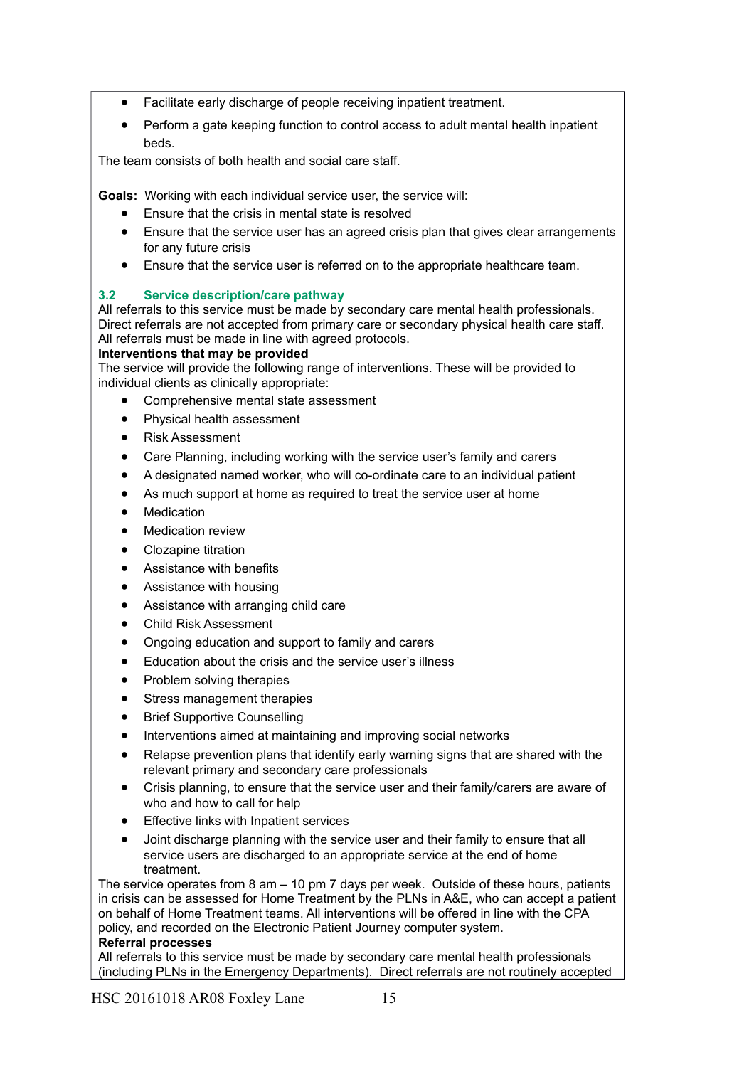- Facilitate early discharge of people receiving inpatient treatment.
- Perform a gate keeping function to control access to adult mental health inpatient beds.

The team consists of both health and social care staff.

**Goals:** Working with each individual service user, the service will:

- Ensure that the crisis in mental state is resolved
- Ensure that the service user has an agreed crisis plan that gives clear arrangements for any future crisis
- Ensure that the service user is referred on to the appropriate healthcare team.

### 3.2 Service description/care pathway

All referrals to this service must be made by secondary care mental health professionals. Direct referrals are not accepted from primary care or secondary physical health care staff. All referrals must be made in line with agreed protocols.

**Interventions that may be provided**

The service will provide the following range of interventions. These will be provided to individual clients as clinically appropriate:

- Comprehensive mental state assessment
- Physical health assessment
- Risk Assessment
- Care Planning, including working with the service user's family and carers
- A designated named worker, who will co-ordinate care to an individual patient
- As much support at home as required to treat the service user at home
- Medication
- Medication review
- Clozapine titration
- Assistance with benefits
- Assistance with housing
- Assistance with arranging child care
- Child Risk Assessment
- Ongoing education and support to family and carers
- Education about the crisis and the service user's illness
- Problem solving therapies
- Stress management therapies
- Brief Supportive Counselling
- Interventions aimed at maintaining and improving social networks
- Relapse prevention plans that identify early warning signs that are shared with the relevant primary and secondary care professionals
- Crisis planning, to ensure that the service user and their family/carers are aware of who and how to call for help
- Effective links with Inpatient services
- Joint discharge planning with the service user and their family to ensure that all service users are discharged to an appropriate service at the end of home treatment.

The service operates from 8 am – 10 pm 7 days per week. Outside of these hours, patients in crisis can be assessed for Home Treatment by the PLNs in A&E, who can accept a patient on behalf of Home Treatment teams. All interventions will be offered in line with the CPA policy, and recorded on the Electronic Patient Journey computer system.

**Referral processes**

All referrals to this service must be made by secondary care mental health professionals (including PLNs in the Emergency Departments). Direct referrals are not routinely accepted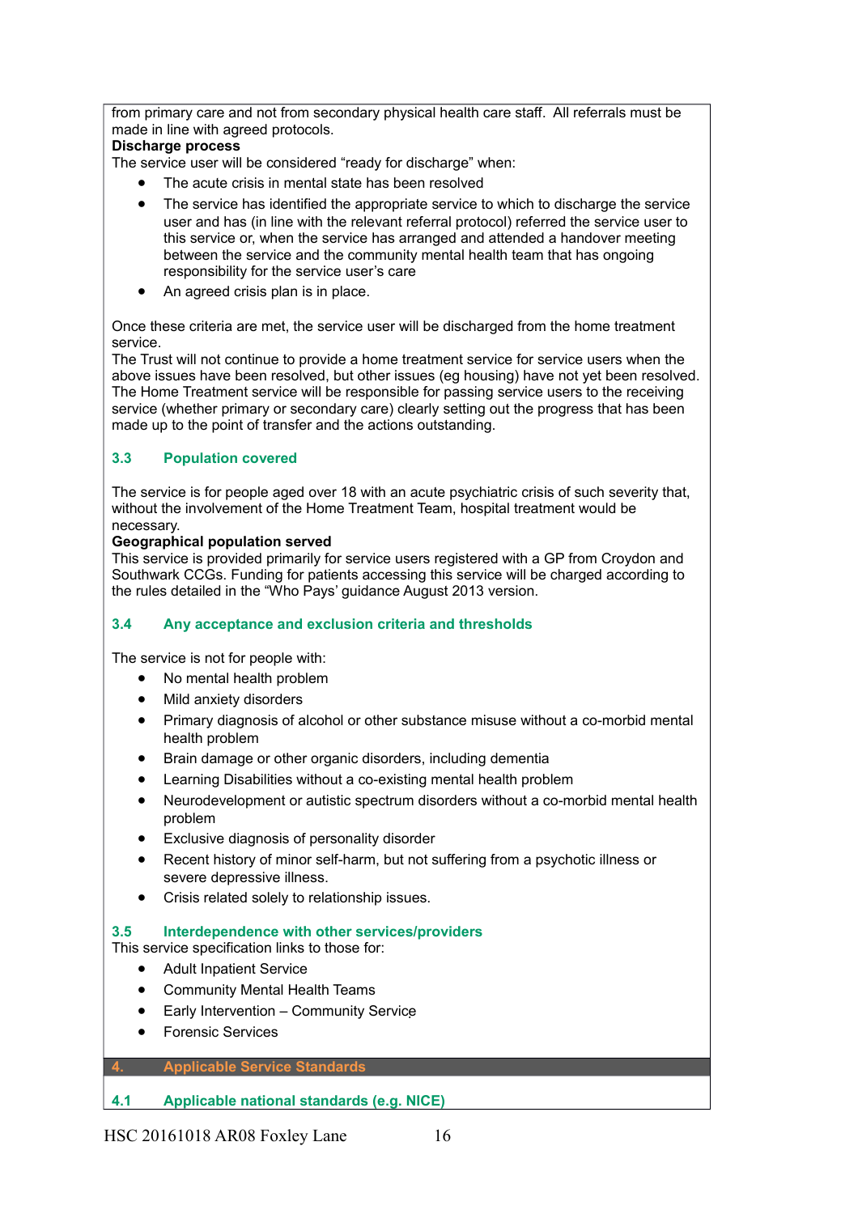from primary care and not from secondary physical health care staff. All referrals must be made in line with agreed protocols.

**Discharge process**

The service user will be considered "ready for discharge" when:

- The acute crisis in mental state has been resolved
- The service has identified the appropriate service to which to discharge the service user and has (in line with the relevant referral protocol) referred the service user to this service or, when the service has arranged and attended a handover meeting between the service and the community mental health team that has ongoing responsibility for the service user's care
- An agreed crisis plan is in place.

Once these criteria are met, the service user will be discharged from the home treatment service.

The Trust will not continue to provide a home treatment service for service users when the above issues have been resolved, but other issues (eg housing) have not yet been resolved. The Home Treatment service will be responsible for passing service users to the receiving service (whether primary or secondary care) clearly setting out the progress that has been made up to the point of transfer and the actions outstanding.

### 3.3 Population covered

The service is for people aged over 18 with an acute psychiatric crisis of such severity that, without the involvement of the Home Treatment Team, hospital treatment would be necessary.

**Geographical population served**

This service is provided primarily for service users registered with a GP from Croydon and Southwark CCGs. Funding for patients accessing this service will be charged according to the rules detailed in the "Who Pays' guidance August 2013 version.

### 3.4 Any acceptance and exclusion criteria and thresholds

The service is not for people with:

- No mental health problem
- Mild anxiety disorders
- Primary diagnosis of alcohol or other substance misuse without a co-morbid mental health problem
- Brain damage or other organic disorders, including dementia
- Learning Disabilities without a co-existing mental health problem
- Neurodevelopment or autistic spectrum disorders without a co-morbid mental health problem
- Exclusive diagnosis of personality disorder
- Recent history of minor self-harm, but not suffering from a psychotic illness or severe depressive illness.
- Crisis related solely to relationship issues.

### 3.5 Interdependence with other services/providers

This service specification links to those for:

- Adult Inpatient Service
- Community Mental Health Teams
- Early Intervention – Community Service
- Forensic Services

## 4. Applicable Service Standards

### 4.1 Applicable national standards (e.g. NICE)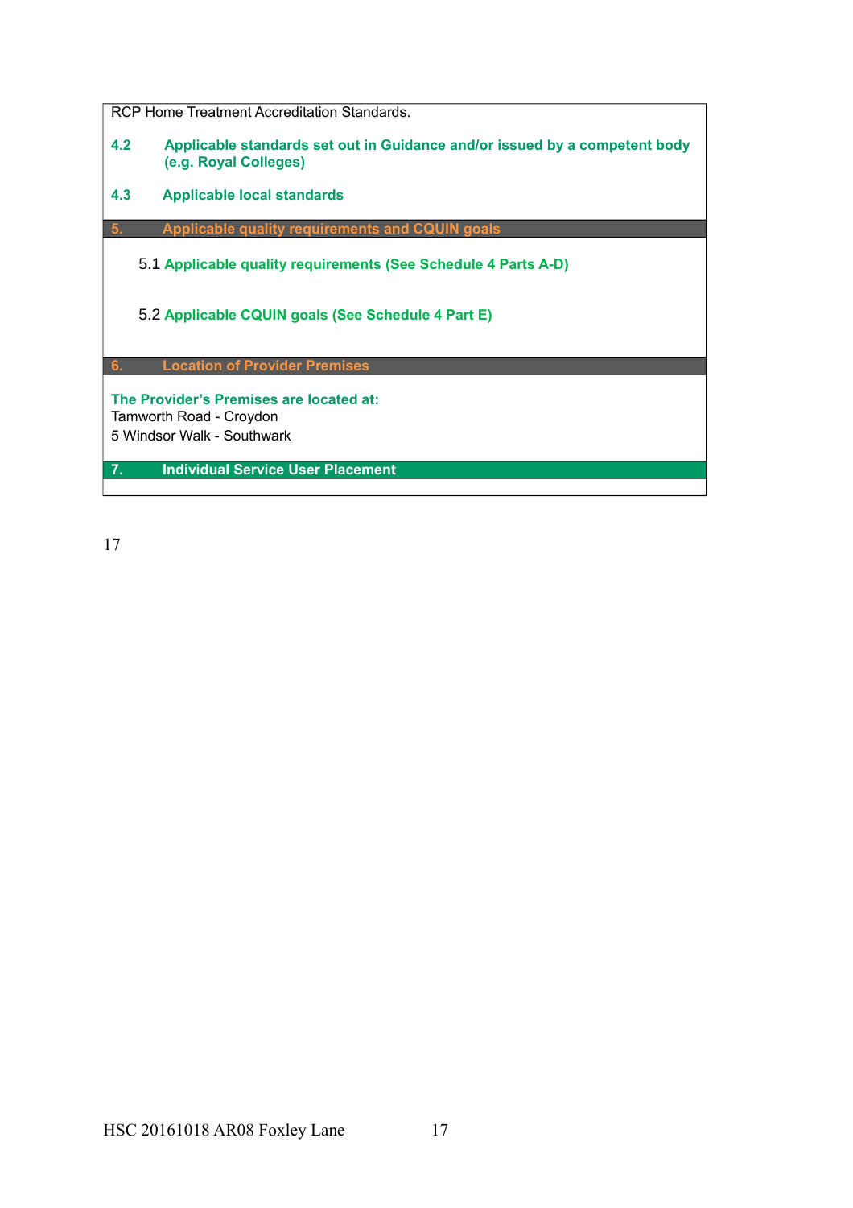RCP Home Treatment Accreditation Standards.

**4.2 Applicable standards set out in Guidance and/or issued by a competent body (e.g. Royal Colleges)**

**4.3 Applicable local standards**

## 5. Applicable quality requirements and CQUIN goals

5.1 **Applicable quality requirements (See Schedule 4 Parts A-D)**

5.2 **Applicable CQUIN goals (See Schedule 4 Part E)**

## 6. Location of Provider Premises

**The Provider's Premises are located at:**
Tamworth Road - Croydon
5 Windsor Walk - Southwark

## 7. Individual Service User Placement